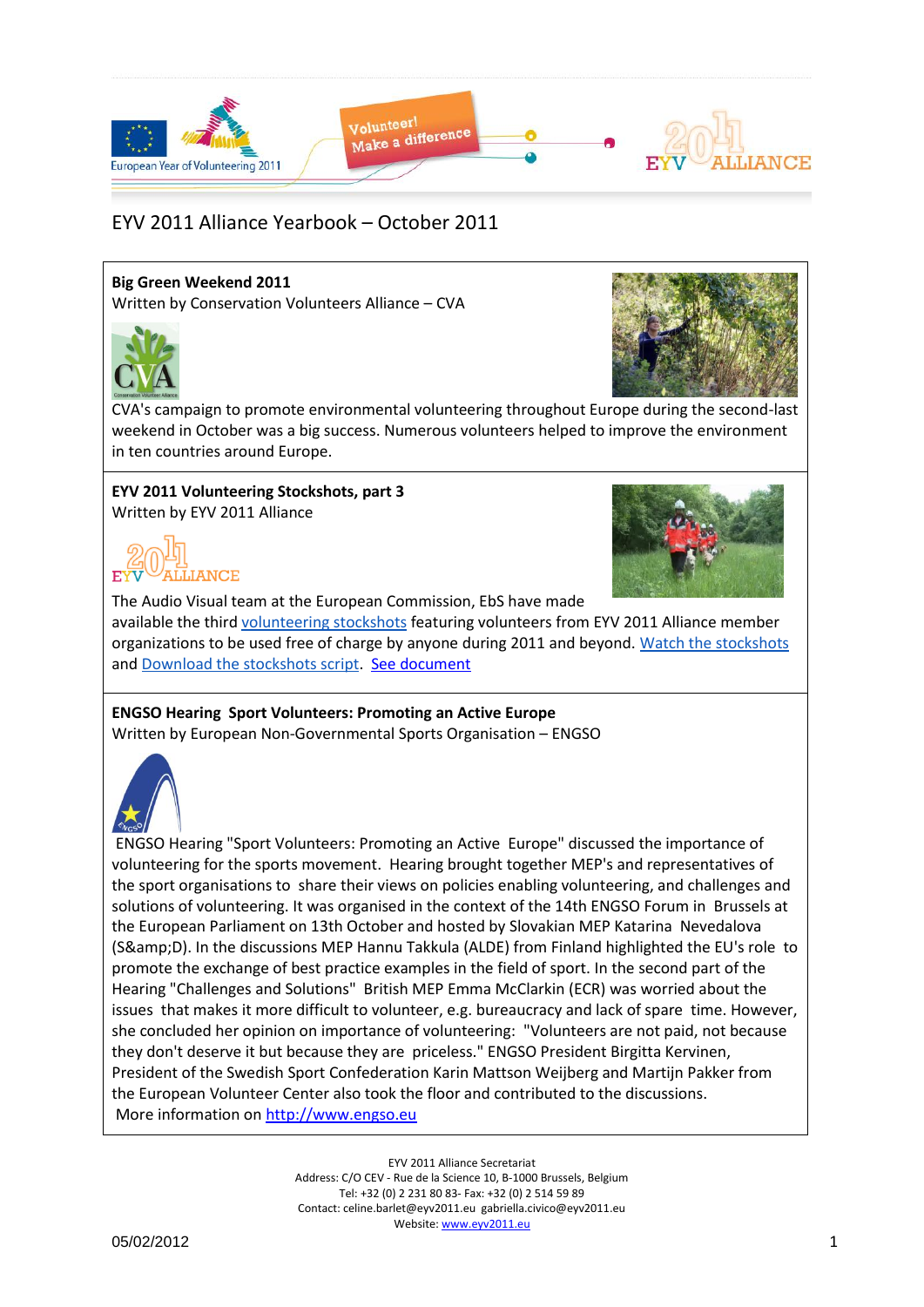# EYV 2011 Alliance Yearbook – October 2011

## Big Green Weekend 2011

Written by Conservation Volunteers Alliance – CVA

CVA's campaign to promote environmental volunteering throughout Europe during the second-last weekend in October was a big success. Numerous volunteers helped to improve the environment in ten countries around Europe.

## EYV 2011 Volunteering Stockshots, part 3

Written by EYV 2011 Alliance

The Audio Visual team at the European Commission, EbS have made available the third volunteering stockshots featuring volunteers from EYV 2011 Alliance member organizations to be used free of charge by anyone during 2011 and beyond. Watch the stockshots and Download the stockshots script. See document

## ENGSO Hearing Sport Volunteers: Promoting an Active Europe

Written by European Non-Governmental Sports Organisation – ENGSO

ENGSO Hearing "Sport Volunteers: Promoting an Active Europe" discussed the importance of volunteering for the sports movement. Hearing brought together MEP's and representatives of the sport organisations to share their views on policies enabling volunteering, and challenges and solutions of volunteering. It was organised in the context of the 14th ENGSO Forum in Brussels at the European Parliament on 13th October and hosted by Slovakian MEP Katarina Nevedalova (S&amp;D). In the discussions MEP Hannu Takkula (ALDE) from Finland highlighted the EU's role to promote the exchange of best practice examples in the field of sport. In the second part of the Hearing "Challenges and Solutions" British MEP Emma McClarkin (ECR) was worried about the issues that makes it more difficult to volunteer, e.g. bureaucracy and lack of spare time. However, she concluded her opinion on importance of volunteering: "Volunteers are not paid, not because they don't deserve it but because they are priceless." ENGSO President Birgitta Kervinen, President of the Swedish Sport Confederation Karin Mattson Weijberg and Martijn Pakker from the European Volunteer Center also took the floor and contributed to the discussions.

More information on http://www.engso.eu

EYV 2011 Alliance Secretariat
Address: C/O CEV - Rue de la Science 10, B-1000 Brussels, Belgium
Tel: +32 (0) 2 231 80 83- Fax: +32 (0) 2 514 59 89
Contact: celine.barlet@eyv2011.eu gabriella.civico@eyv2011.eu
Website: www.eyv2011.eu

05/02/2012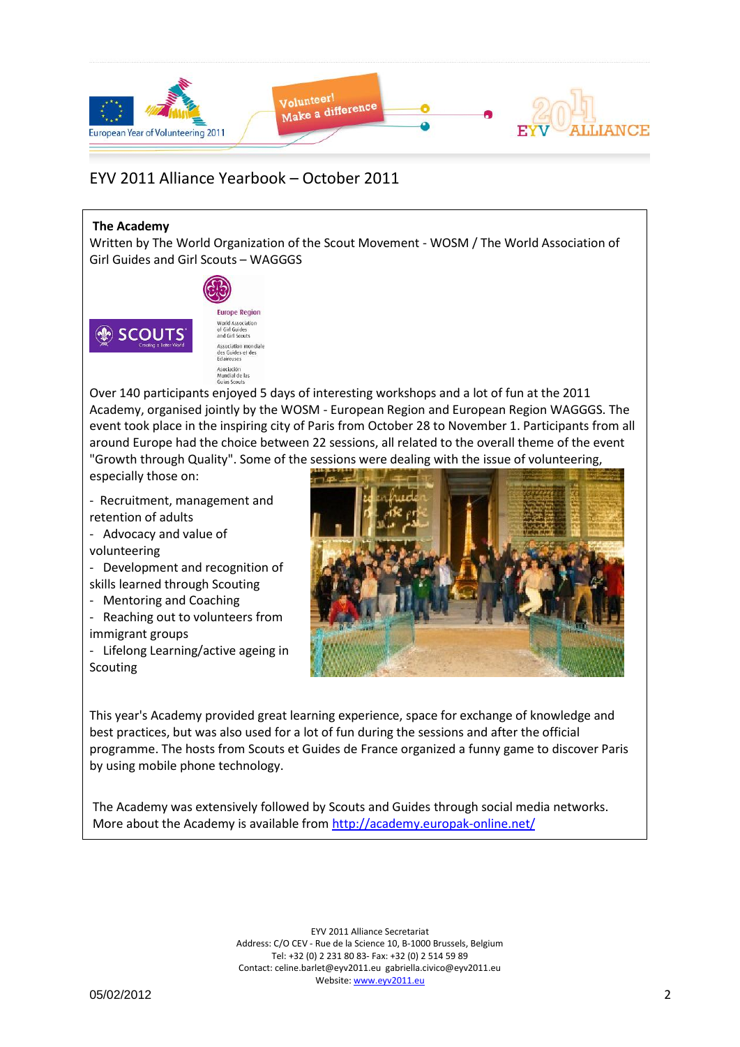EYV 2011 Alliance Yearbook – October 2011

**The Academy**

Written by The World Organization of the Scout Movement - WOSM / The World Association of Girl Guides and Girl Scouts – WAGGGS

Over 140 participants enjoyed 5 days of interesting workshops and a lot of fun at the 2011 Academy, organised jointly by the WOSM - European Region and European Region WAGGGS. The event took place in the inspiring city of Paris from October 28 to November 1. Participants from all around Europe had the choice between 22 sessions, all related to the overall theme of the event "Growth through Quality". Some of the sessions were dealing with the issue of volunteering, especially those on:

- Recruitment, management and retention of adults
- Advocacy and value of volunteering
- Development and recognition of skills learned through Scouting
- Mentoring and Coaching
- Reaching out to volunteers from immigrant groups
- Lifelong Learning/active ageing in Scouting

This year's Academy provided great learning experience, space for exchange of knowledge and best practices, but was also used for a lot of fun during the sessions and after the official programme. The hosts from Scouts et Guides de France organized a funny game to discover Paris by using mobile phone technology.

The Academy was extensively followed by Scouts and Guides through social media networks. More about the Academy is available from http://academy.europak-online.net/

EYV 2011 Alliance Secretariat
Address: C/O CEV - Rue de la Science 10, B-1000 Brussels, Belgium
Tel: +32 (0) 2 231 80 83- Fax: +32 (0) 2 514 59 89
Contact: celine.barlet@eyv2011.eu gabriella.civico@eyv2011.eu
Website: www.eyv2011.eu

05/02/2012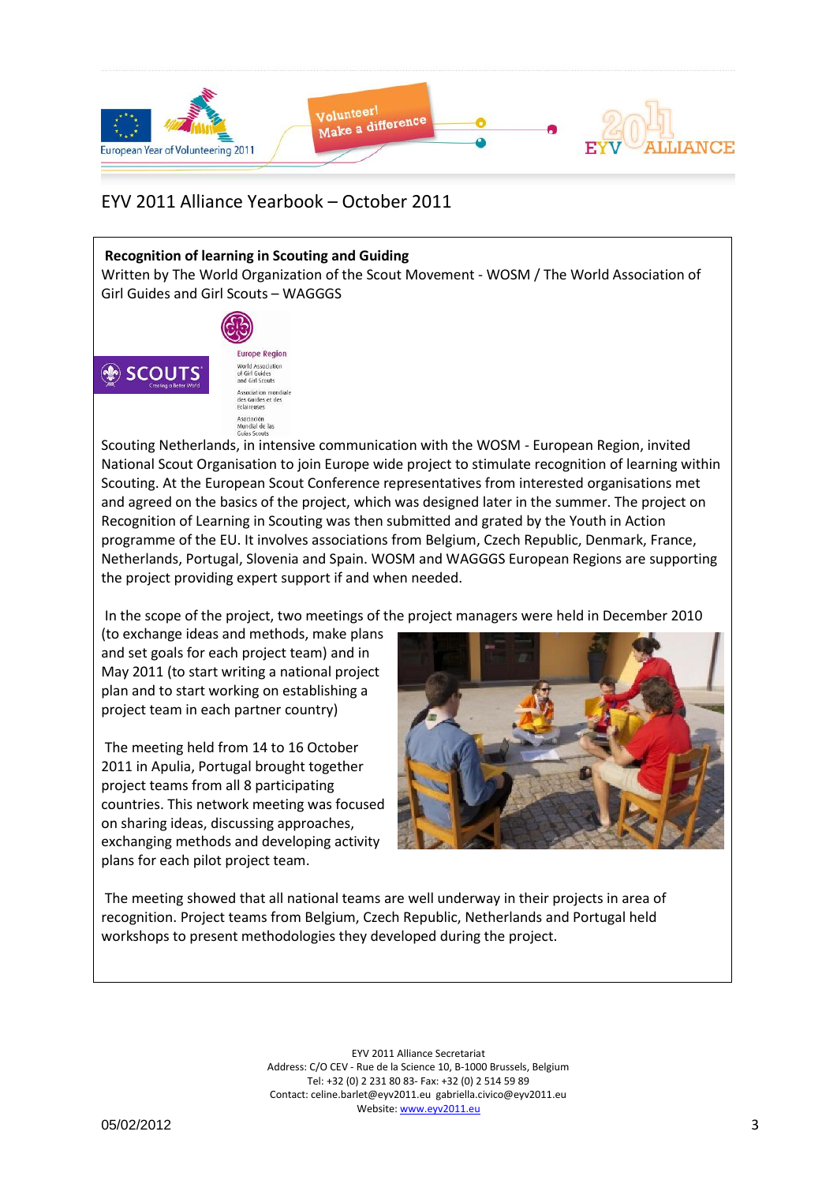**Recognition of learning in Scouting and Guiding**

Written by The World Organization of the Scout Movement - WOSM / The World Association of Girl Guides and Girl Scouts – WAGGGS

Scouting Netherlands, in intensive communication with the WOSM - European Region, invited National Scout Organisation to join Europe wide project to stimulate recognition of learning within Scouting. At the European Scout Conference representatives from interested organisations met and agreed on the basics of the project, which was designed later in the summer. The project on Recognition of Learning in Scouting was then submitted and grated by the Youth in Action programme of the EU. It involves associations from Belgium, Czech Republic, Denmark, France, Netherlands, Portugal, Slovenia and Spain. WOSM and WAGGGS European Regions are supporting the project providing expert support if and when needed.

In the scope of the project, two meetings of the project managers were held in December 2010 (to exchange ideas and methods, make plans and set goals for each project team) and in May 2011 (to start writing a national project plan and to start working on establishing a project team in each partner country)

The meeting held from 14 to 16 October 2011 in Apulia, Portugal brought together project teams from all 8 participating countries. This network meeting was focused on sharing ideas, discussing approaches, exchanging methods and developing activity plans for each pilot project team.

The meeting showed that all national teams are well underway in their projects in area of recognition. Project teams from Belgium, Czech Republic, Netherlands and Portugal held workshops to present methodologies they developed during the project.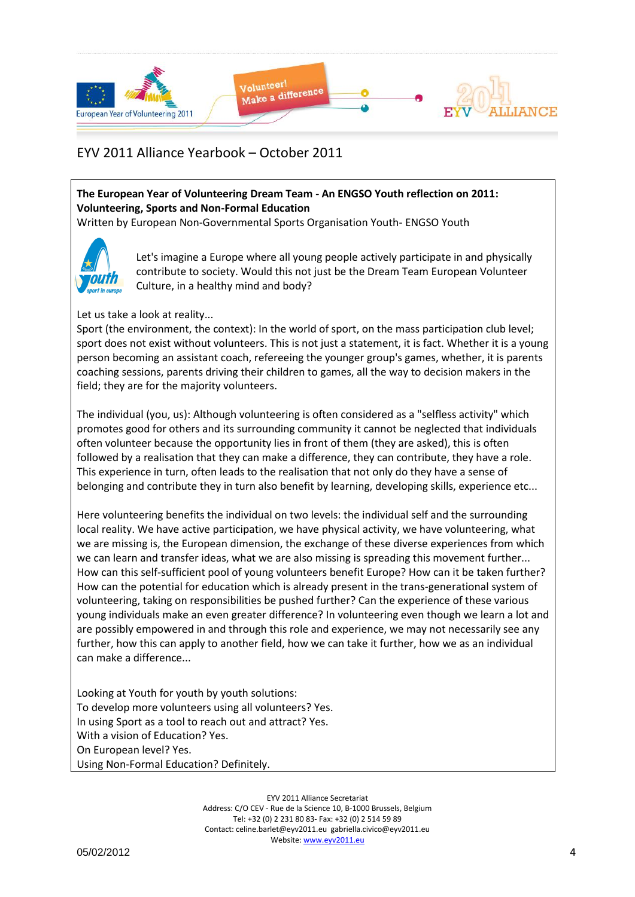EYV 2011 Alliance Yearbook – October 2011

**The European Year of Volunteering Dream Team - An ENGSO Youth reflection on 2011: Volunteering, Sports and Non-Formal Education**

Written by European Non-Governmental Sports Organisation Youth- ENGSO Youth

Let's imagine a Europe where all young people actively participate in and physically contribute to society. Would this not just be the Dream Team European Volunteer Culture, in a healthy mind and body?

Let us take a look at reality...

Sport (the environment, the context): In the world of sport, on the mass participation club level; sport does not exist without volunteers. This is not just a statement, it is fact. Whether it is a young person becoming an assistant coach, refereeing the younger group's games, whether, it is parents coaching sessions, parents driving their children to games, all the way to decision makers in the field; they are for the majority volunteers.

The individual (you, us): Although volunteering is often considered as a "selfless activity" which promotes good for others and its surrounding community it cannot be neglected that individuals often volunteer because the opportunity lies in front of them (they are asked), this is often followed by a realisation that they can make a difference, they can contribute, they have a role. This experience in turn, often leads to the realisation that not only do they have a sense of belonging and contribute they in turn also benefit by learning, developing skills, experience etc...

Here volunteering benefits the individual on two levels: the individual self and the surrounding local reality. We have active participation, we have physical activity, we have volunteering, what we are missing is, the European dimension, the exchange of these diverse experiences from which we can learn and transfer ideas, what we are also missing is spreading this movement further... How can this self-sufficient pool of young volunteers benefit Europe? How can it be taken further? How can the potential for education which is already present in the trans-generational system of volunteering, taking on responsibilities be pushed further? Can the experience of these various young individuals make an even greater difference? In volunteering even though we learn a lot and are possibly empowered in and through this role and experience, we may not necessarily see any further, how this can apply to another field, how we can take it further, how we as an individual can make a difference...

Looking at Youth for youth by youth solutions:
To develop more volunteers using all volunteers? Yes.
In using Sport as a tool to reach out and attract? Yes.
With a vision of Education? Yes.
On European level? Yes.
Using Non-Formal Education? Definitely.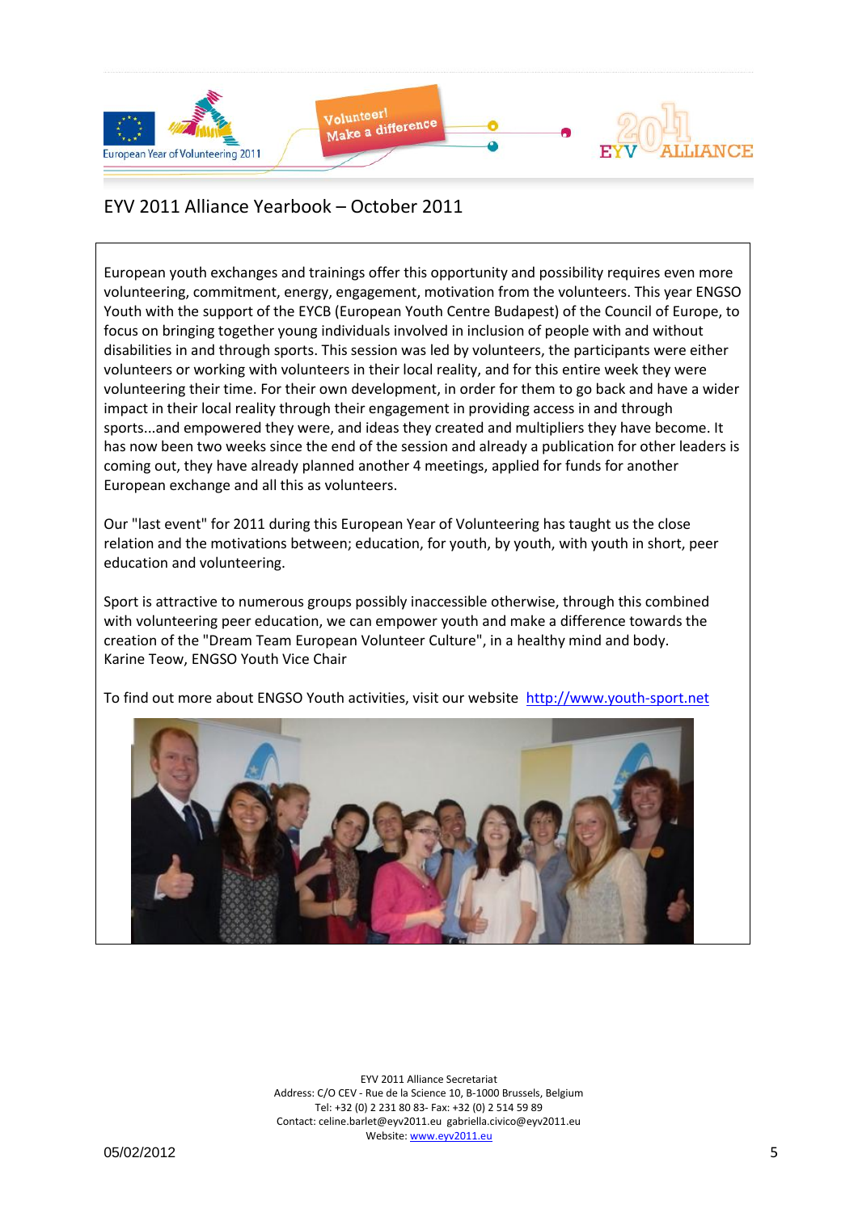European youth exchanges and trainings offer this opportunity and possibility requires even more volunteering, commitment, energy, engagement, motivation from the volunteers. This year ENGSO Youth with the support of the EYCB (European Youth Centre Budapest) of the Council of Europe, to focus on bringing together young individuals involved in inclusion of people with and without disabilities in and through sports. This session was led by volunteers, the participants were either volunteers or working with volunteers in their local reality, and for this entire week they were volunteering their time. For their own development, in order for them to go back and have a wider impact in their local reality through their engagement in providing access in and through sports...and empowered they were, and ideas they created and multipliers they have become. It has now been two weeks since the end of the session and already a publication for other leaders is coming out, they have already planned another 4 meetings, applied for funds for another European exchange and all this as volunteers.

Our "last event" for 2011 during this European Year of Volunteering has taught us the close relation and the motivations between; education, for youth, by youth, with youth in short, peer education and volunteering.

Sport is attractive to numerous groups possibly inaccessible otherwise, through this combined with volunteering peer education, we can empower youth and make a difference towards the creation of the "Dream Team European Volunteer Culture", in a healthy mind and body.
Karine Teow, ENGSO Youth Vice Chair

To find out more about ENGSO Youth activities, visit our website http://www.youth-sport.net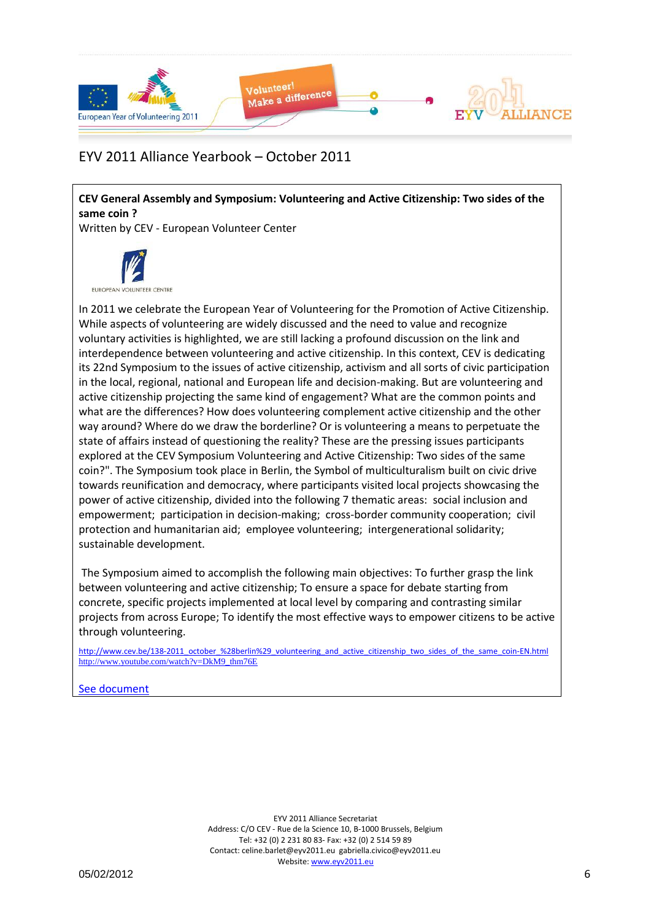EYV 2011 Alliance Yearbook – October 2011

**CEV General Assembly and Symposium: Volunteering and Active Citizenship: Two sides of the same coin ?**
Written by CEV - European Volunteer Center

EUROPEAN VOLUNTEER CENTRE

In 2011 we celebrate the European Year of Volunteering for the Promotion of Active Citizenship. While aspects of volunteering are widely discussed and the need to value and recognize voluntary activities is highlighted, we are still lacking a profound discussion on the link and interdependence between volunteering and active citizenship. In this context, CEV is dedicating its 22nd Symposium to the issues of active citizenship, activism and all sorts of civic participation in the local, regional, national and European life and decision-making. But are volunteering and active citizenship projecting the same kind of engagement? What are the common points and what are the differences? How does volunteering complement active citizenship and the other way around? Where do we draw the borderline? Or is volunteering a means to perpetuate the state of affairs instead of questioning the reality? These are the pressing issues participants explored at the CEV Symposium Volunteering and Active Citizenship: Two sides of the same coin?". The Symposium took place in Berlin, the Symbol of multiculturalism built on civic drive towards reunification and democracy, where participants visited local projects showcasing the power of active citizenship, divided into the following 7 thematic areas: social inclusion and empowerment; participation in decision-making; cross-border community cooperation; civil protection and humanitarian aid; employee volunteering; intergenerational solidarity; sustainable development.

The Symposium aimed to accomplish the following main objectives: To further grasp the link between volunteering and active citizenship; To ensure a space for debate starting from concrete, specific projects implemented at local level by comparing and contrasting similar projects from across Europe; To identify the most effective ways to empower citizens to be active through volunteering.

http://www.cev.be/138-2011_october_%28berlin%29_volunteering_and_active_citizenship_two_sides_of_the_same_coin-EN.html
http://www.youtube.com/watch?v=DkM9_thm76E

See document

EYV 2011 Alliance Secretariat
Address: C/O CEV - Rue de la Science 10, B-1000 Brussels, Belgium
Tel: +32 (0) 2 231 80 83- Fax: +32 (0) 2 514 59 89
Contact: celine.barlet@eyv2011.eu gabriella.civico@eyv2011.eu
Website: www.eyv2011.eu

05/02/2012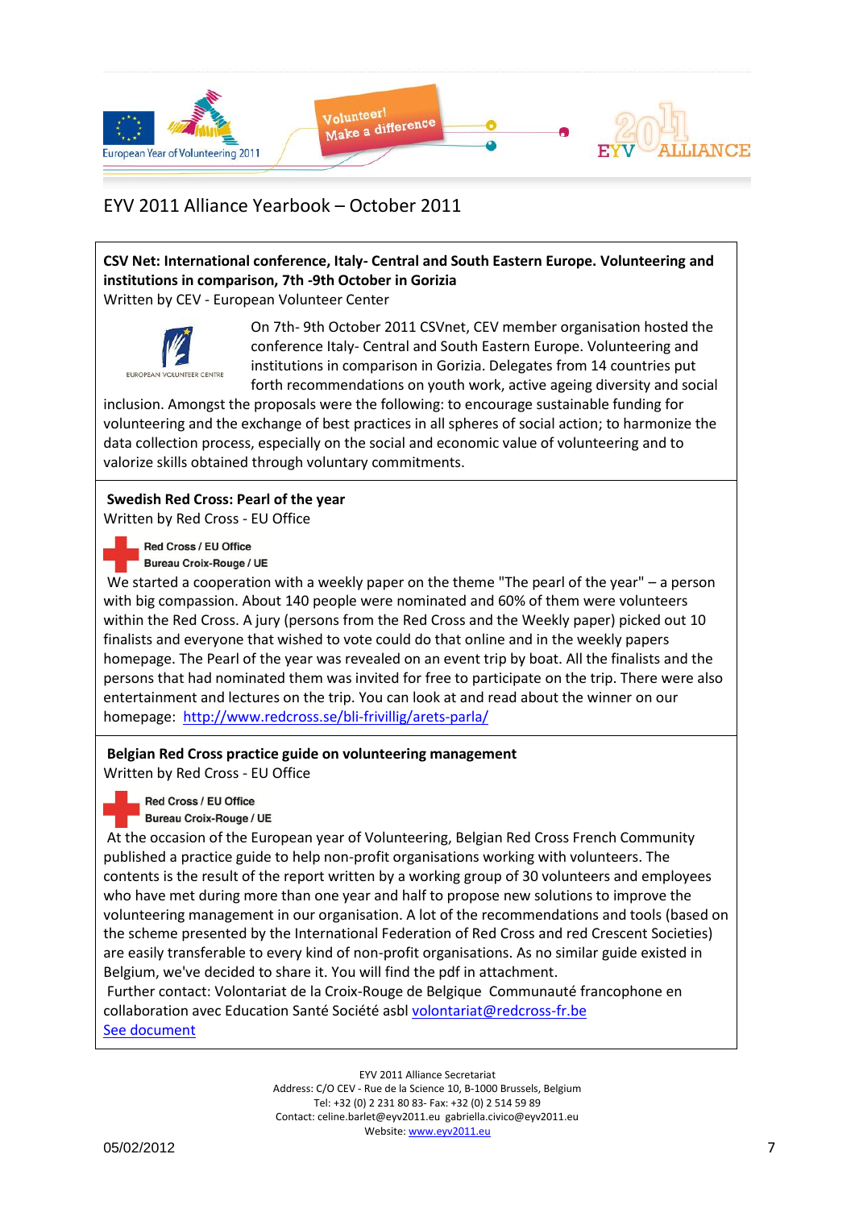EYV 2011 Alliance Yearbook – October 2011

**CSV Net: International conference, Italy- Central and South Eastern Europe. Volunteering and institutions in comparison, 7th -9th October in Gorizia**

Written by CEV - European Volunteer Center

EUROPEAN VOLUNTEER CENTRE

On 7th- 9th October 2011 CSVnet, CEV member organisation hosted the conference Italy- Central and South Eastern Europe. Volunteering and institutions in comparison in Gorizia. Delegates from 14 countries put forth recommendations on youth work, active ageing diversity and social inclusion. Amongst the proposals were the following: to encourage sustainable funding for volunteering and the exchange of best practices in all spheres of social action; to harmonize the data collection process, especially on the social and economic value of volunteering and to valorize skills obtained through voluntary commitments.

**Swedish Red Cross: Pearl of the year**

Written by Red Cross - EU Office

**Red Cross / EU Office**
**Bureau Croix-Rouge / UE**

We started a cooperation with a weekly paper on the theme "The pearl of the year" – a person with big compassion. About 140 people were nominated and 60% of them were volunteers within the Red Cross. A jury (persons from the Red Cross and the Weekly paper) picked out 10 finalists and everyone that wished to vote could do that online and in the weekly papers homepage. The Pearl of the year was revealed on an event trip by boat. All the finalists and the persons that had nominated them was invited for free to participate on the trip. There were also entertainment and lectures on the trip. You can look at and read about the winner on our homepage: http://www.redcross.se/bli-frivillig/arets-parla/

**Belgian Red Cross practice guide on volunteering management**

Written by Red Cross - EU Office

**Red Cross / EU Office**
**Bureau Croix-Rouge / UE**

At the occasion of the European year of Volunteering, Belgian Red Cross French Community published a practice guide to help non-profit organisations working with volunteers. The contents is the result of the report written by a working group of 30 volunteers and employees who have met during more than one year and half to propose new solutions to improve the volunteering management in our organisation. A lot of the recommendations and tools (based on the scheme presented by the International Federation of Red Cross and red Crescent Societies) are easily transferable to every kind of non-profit organisations. As no similar guide existed in Belgium, we've decided to share it. You will find the pdf in attachment.

Further contact: Volontariat de la Croix-Rouge de Belgique Communauté francophone en collaboration avec Education Santé Société asbl volontariat@redcross-fr.be

See document

EYV 2011 Alliance Secretariat
Address: C/O CEV - Rue de la Science 10, B-1000 Brussels, Belgium
Tel: +32 (0) 2 231 80 83- Fax: +32 (0) 2 514 59 89
Contact: celine.barlet@eyv2011.eu gabriella.civico@eyv2011.eu
Website: www.eyv2011.eu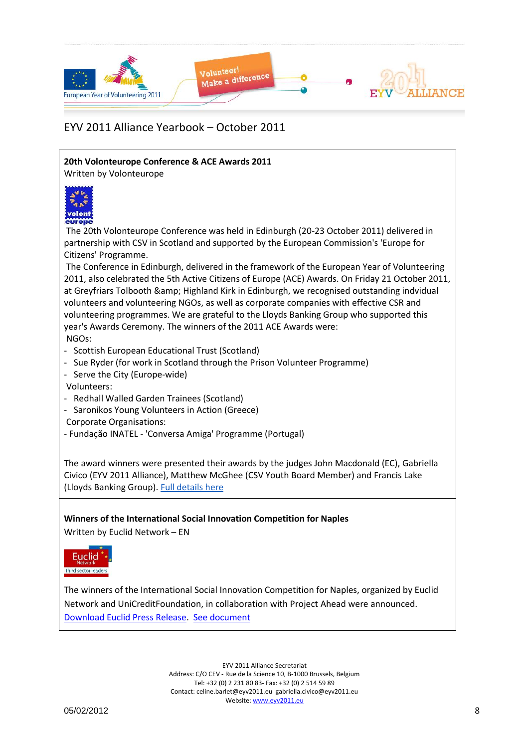EYV 2011 Alliance Yearbook – October 2011

**20th Volonteurope Conference & ACE Awards 2011**
Written by Volonteurope

The 20th Volonteurope Conference was held in Edinburgh (20-23 October 2011) delivered in partnership with CSV in Scotland and supported by the European Commission's 'Europe for Citizens' Programme.
The Conference in Edinburgh, delivered in the framework of the European Year of Volunteering 2011, also celebrated the 5th Active Citizens of Europe (ACE) Awards. On Friday 21 October 2011, at Greyfriars Tolbooth &amp; Highland Kirk in Edinburgh, we recognised outstanding indvidual volunteers and volunteering NGOs, as well as corporate companies with effective CSR and volunteering programmes. We are grateful to the Lloyds Banking Group who supported this year's Awards Ceremony. The winners of the 2011 ACE Awards were:

NGOs:

- Scottish European Educational Trust (Scotland)
- Sue Ryder (for work in Scotland through the Prison Volunteer Programme)
- Serve the City (Europe-wide)

Volunteers:

- Redhall Walled Garden Trainees (Scotland)
- Saronikos Young Volunteers in Action (Greece)

Corporate Organisations:

- Fundação INATEL - 'Conversa Amiga' Programme (Portugal)

The award winners were presented their awards by the judges John Macdonald (EC), Gabriella Civico (EYV 2011 Alliance), Matthew McGhee (CSV Youth Board Member) and Francis Lake (Lloyds Banking Group). [Full details here]

**Winners of the International Social Innovation Competition for Naples**
Written by Euclid Network – EN

The winners of the International Social Innovation Competition for Naples, organized by Euclid Network and UniCreditFoundation, in collaboration with Project Ahead were announced.
[Download Euclid Press Release]. [See document]

EYV 2011 Alliance Secretariat
Address: C/O CEV - Rue de la Science 10, B-1000 Brussels, Belgium
Tel: +32 (0) 2 231 80 83- Fax: +32 (0) 2 514 59 89
Contact: celine.barlet@eyv2011.eu gabriella.civico@eyv2011.eu
Website: www.eyv2011.eu

05/02/2012